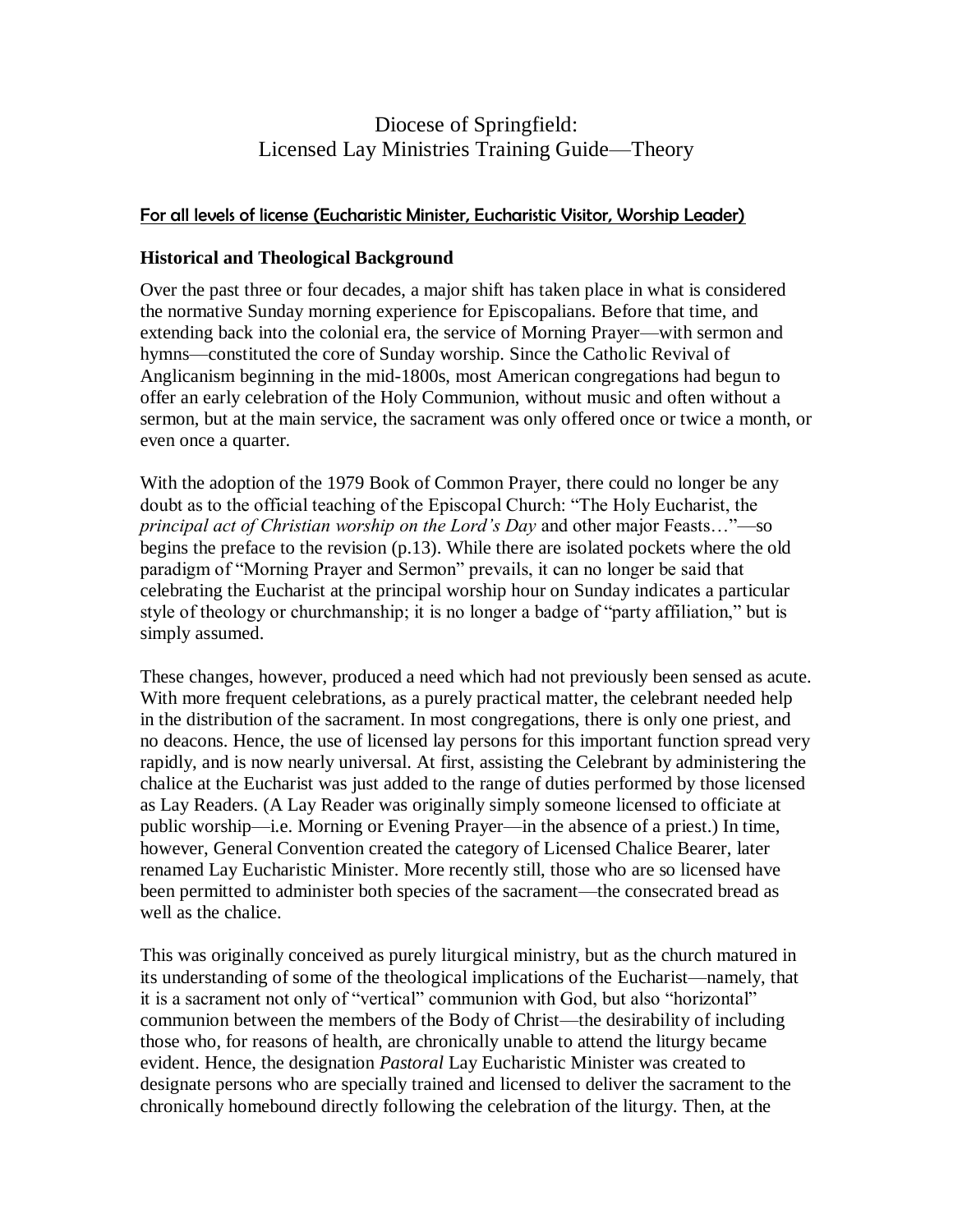# Diocese of Springfield: Licensed Lay Ministries Training Guide—Theory

## For all levels of license (Eucharistic Minister, Eucharistic Visitor, Worship Leader)

### Historical and Theological Background

Over the past three or four decades, a major shift has taken place in what is considered the normative Sunday morning experience for Episcopalians. Before that time, and extending back into the colonial era, the service of Morning Prayer—with sermon and hymns—constituted the core of Sunday worship. Since the Catholic Revival of Anglicanism beginning in the mid-1800s, most American congregations had begun to offer an early celebration of the Holy Communion, without music and often without a sermon, but at the main service, the sacrament was only offered once or twice a month, or even once a quarter.

With the adoption of the 1979 Book of Common Prayer, there could no longer be any doubt as to the official teaching of the Episcopal Church: "The Holy Eucharist, the *principal act of Christian worship on the Lord's Day* and other major Feasts…"—so begins the preface to the revision (p.13). While there are isolated pockets where the old paradigm of "Morning Prayer and Sermon" prevails, it can no longer be said that celebrating the Eucharist at the principal worship hour on Sunday indicates a particular style of theology or churchmanship; it is no longer a badge of "party affiliation," but is simply assumed.

These changes, however, produced a need which had not previously been sensed as acute. With more frequent celebrations, as a purely practical matter, the celebrant needed help in the distribution of the sacrament. In most congregations, there is only one priest, and no deacons. Hence, the use of licensed lay persons for this important function spread very rapidly, and is now nearly universal. At first, assisting the Celebrant by administering the chalice at the Eucharist was just added to the range of duties performed by those licensed as Lay Readers. (A Lay Reader was originally simply someone licensed to officiate at public worship—i.e. Morning or Evening Prayer—in the absence of a priest.) In time, however, General Convention created the category of Licensed Chalice Bearer, later renamed Lay Eucharistic Minister. More recently still, those who are so licensed have been permitted to administer both species of the sacrament—the consecrated bread as well as the chalice.

This was originally conceived as purely liturgical ministry, but as the church matured in its understanding of some of the theological implications of the Eucharist—namely, that it is a sacrament not only of "vertical" communion with God, but also "horizontal" communion between the members of the Body of Christ—the desirability of including those who, for reasons of health, are chronically unable to attend the liturgy became evident. Hence, the designation *Pastoral* Lay Eucharistic Minister was created to designate persons who are specially trained and licensed to deliver the sacrament to the chronically homebound directly following the celebration of the liturgy. Then, at the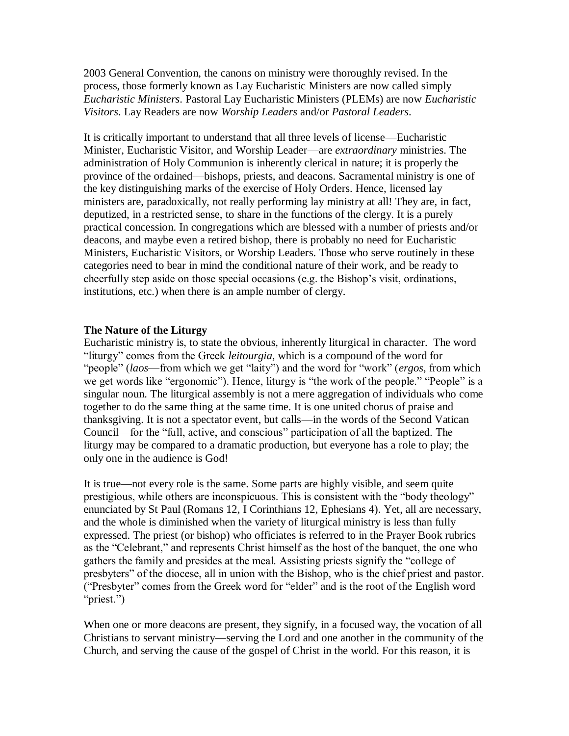2003 General Convention, the canons on ministry were thoroughly revised. In the process, those formerly known as Lay Eucharistic Ministers are now called simply *Eucharistic Ministers*. Pastoral Lay Eucharistic Ministers (PLEMs) are now *Eucharistic Visitors*. Lay Readers are now *Worship Leaders* and/or *Pastoral Leaders*.

It is critically important to understand that all three levels of license—Eucharistic Minister, Eucharistic Visitor, and Worship Leader—are *extraordinary* ministries. The administration of Holy Communion is inherently clerical in nature; it is properly the province of the ordained—bishops, priests, and deacons. Sacramental ministry is one of the key distinguishing marks of the exercise of Holy Orders. Hence, licensed lay ministers are, paradoxically, not really performing lay ministry at all! They are, in fact, deputized, in a restricted sense, to share in the functions of the clergy. It is a purely practical concession. In congregations which are blessed with a number of priests and/or deacons, and maybe even a retired bishop, there is probably no need for Eucharistic Ministers, Eucharistic Visitors, or Worship Leaders. Those who serve routinely in these categories need to bear in mind the conditional nature of their work, and be ready to cheerfully step aside on those special occasions (e.g. the Bishop's visit, ordinations, institutions, etc.) when there is an ample number of clergy.

**The Nature of the Liturgy**

Eucharistic ministry is, to state the obvious, inherently liturgical in character. The word "liturgy" comes from the Greek *leitourgia*, which is a compound of the word for "people" (*laos*—from which we get "laity") and the word for "work" (*ergos*, from which we get words like "ergonomic"). Hence, liturgy is "the work of the people." "People" is a singular noun. The liturgical assembly is not a mere aggregation of individuals who come together to do the same thing at the same time. It is one united chorus of praise and thanksgiving. It is not a spectator event, but calls—in the words of the Second Vatican Council—for the "full, active, and conscious" participation of all the baptized. The liturgy may be compared to a dramatic production, but everyone has a role to play; the only one in the audience is God!

It is true—not every role is the same. Some parts are highly visible, and seem quite prestigious, while others are inconspicuous. This is consistent with the "body theology" enunciated by St Paul (Romans 12, I Corinthians 12, Ephesians 4). Yet, all are necessary, and the whole is diminished when the variety of liturgical ministry is less than fully expressed. The priest (or bishop) who officiates is referred to in the Prayer Book rubrics as the "Celebrant," and represents Christ himself as the host of the banquet, the one who gathers the family and presides at the meal. Assisting priests signify the "college of presbyters" of the diocese, all in union with the Bishop, who is the chief priest and pastor. ("Presbyter" comes from the Greek word for "elder" and is the root of the English word "priest.")

When one or more deacons are present, they signify, in a focused way, the vocation of all Christians to servant ministry—serving the Lord and one another in the community of the Church, and serving the cause of the gospel of Christ in the world. For this reason, it is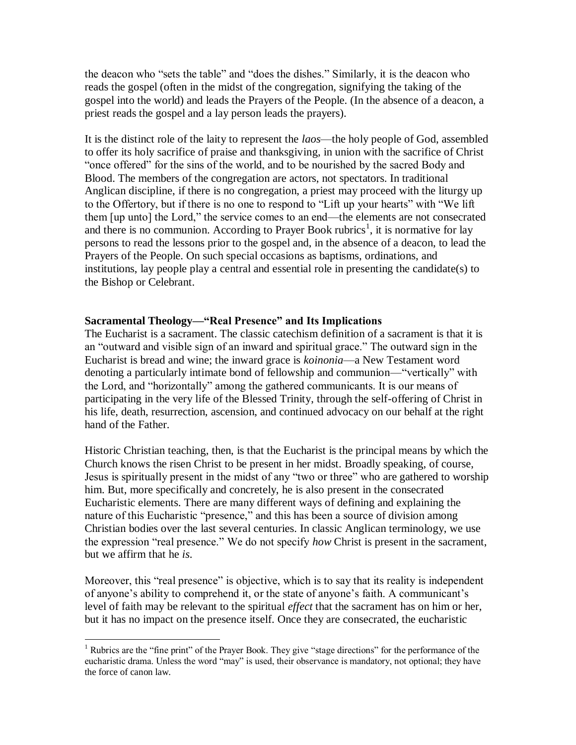the deacon who "sets the table" and "does the dishes." Similarly, it is the deacon who reads the gospel (often in the midst of the congregation, signifying the taking of the gospel into the world) and leads the Prayers of the People. (In the absence of a deacon, a priest reads the gospel and a lay person leads the prayers).

It is the distinct role of the laity to represent the *laos*—the holy people of God, assembled to offer its holy sacrifice of praise and thanksgiving, in union with the sacrifice of Christ "once offered" for the sins of the world, and to be nourished by the sacred Body and Blood. The members of the congregation are actors, not spectators. In traditional Anglican discipline, if there is no congregation, a priest may proceed with the liturgy up to the Offertory, but if there is no one to respond to "Lift up your hearts" with "We lift them [up unto] the Lord," the service comes to an end—the elements are not consecrated and there is no communion. According to Prayer Book rubrics[1], it is normative for lay persons to read the lessons prior to the gospel and, in the absence of a deacon, to lead the Prayers of the People. On such special occasions as baptisms, ordinations, and institutions, lay people play a central and essential role in presenting the candidate(s) to the Bishop or Celebrant.

**Sacramental Theology—"Real Presence" and Its Implications**

The Eucharist is a sacrament. The classic catechism definition of a sacrament is that it is an "outward and visible sign of an inward and spiritual grace." The outward sign in the Eucharist is bread and wine; the inward grace is *koinonia*—a New Testament word denoting a particularly intimate bond of fellowship and communion—"vertically" with the Lord, and "horizontally" among the gathered communicants. It is our means of participating in the very life of the Blessed Trinity, through the self-offering of Christ in his life, death, resurrection, ascension, and continued advocacy on our behalf at the right hand of the Father.

Historic Christian teaching, then, is that the Eucharist is the principal means by which the Church knows the risen Christ to be present in her midst. Broadly speaking, of course, Jesus is spiritually present in the midst of any "two or three" who are gathered to worship him. But, more specifically and concretely, he is also present in the consecrated Eucharistic elements. There are many different ways of defining and explaining the nature of this Eucharistic "presence," and this has been a source of division among Christian bodies over the last several centuries. In classic Anglican terminology, we use the expression "real presence." We do not specify *how* Christ is present in the sacrament, but we affirm that he *is*.

Moreover, this "real presence" is objective, which is to say that its reality is independent of anyone's ability to comprehend it, or the state of anyone's faith. A communicant's level of faith may be relevant to the spiritual *effect* that the sacrament has on him or her, but it has no impact on the presence itself. Once they are consecrated, the eucharistic

---

[1] Rubrics are the "fine print" of the Prayer Book. They give "stage directions" for the performance of the eucharistic drama. Unless the word "may" is used, their observance is mandatory, not optional; they have the force of canon law.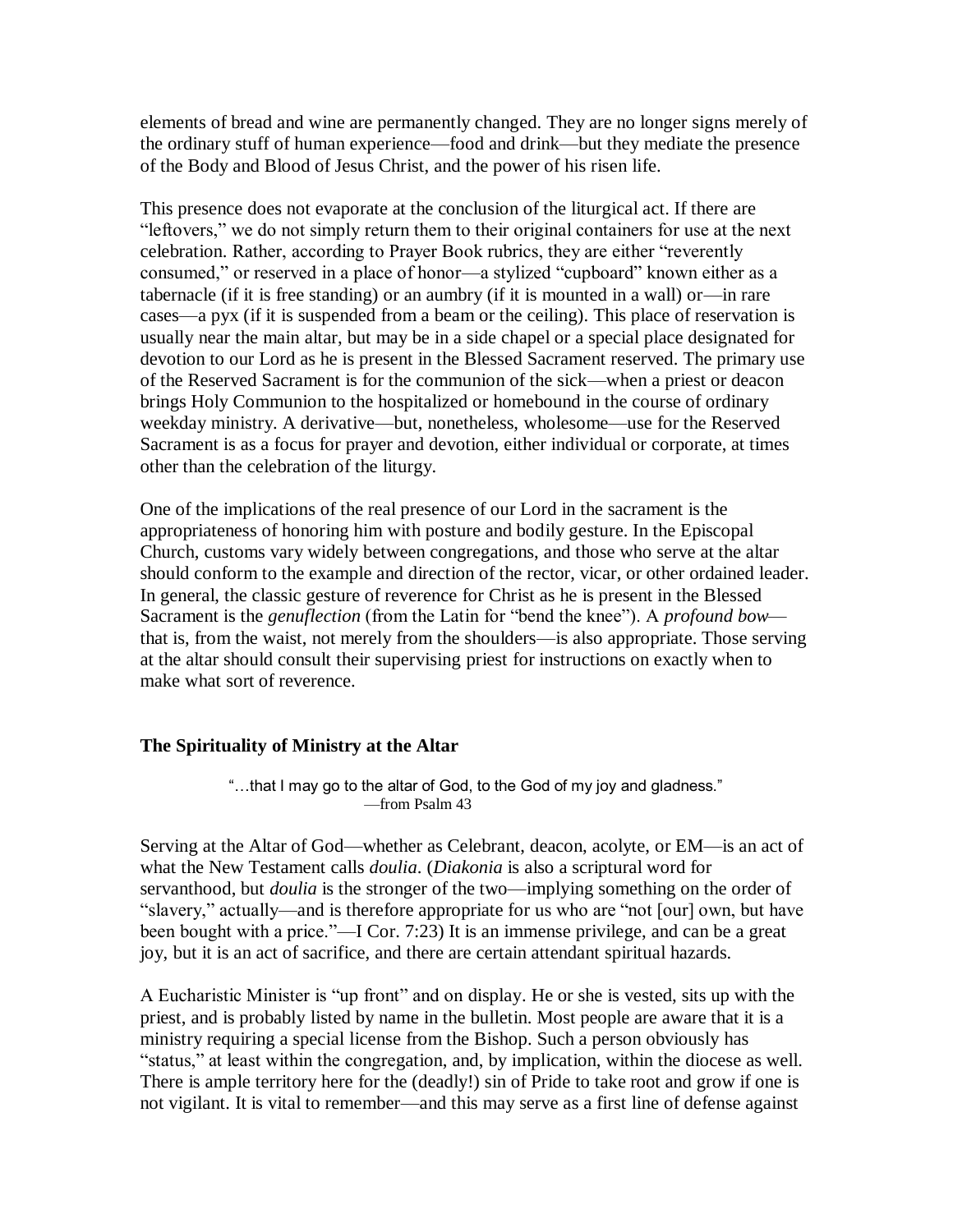elements of bread and wine are permanently changed. They are no longer signs merely of the ordinary stuff of human experience—food and drink—but they mediate the presence of the Body and Blood of Jesus Christ, and the power of his risen life.

This presence does not evaporate at the conclusion of the liturgical act. If there are "leftovers," we do not simply return them to their original containers for use at the next celebration. Rather, according to Prayer Book rubrics, they are either "reverently consumed," or reserved in a place of honor—a stylized "cupboard" known either as a tabernacle (if it is free standing) or an aumbry (if it is mounted in a wall) or—in rare cases—a pyx (if it is suspended from a beam or the ceiling). This place of reservation is usually near the main altar, but may be in a side chapel or a special place designated for devotion to our Lord as he is present in the Blessed Sacrament reserved. The primary use of the Reserved Sacrament is for the communion of the sick—when a priest or deacon brings Holy Communion to the hospitalized or homebound in the course of ordinary weekday ministry. A derivative—but, nonetheless, wholesome—use for the Reserved Sacrament is as a focus for prayer and devotion, either individual or corporate, at times other than the celebration of the liturgy.

One of the implications of the real presence of our Lord in the sacrament is the appropriateness of honoring him with posture and bodily gesture. In the Episcopal Church, customs vary widely between congregations, and those who serve at the altar should conform to the example and direction of the rector, vicar, or other ordained leader. In general, the classic gesture of reverence for Christ as he is present in the Blessed Sacrament is the *genuflection* (from the Latin for "bend the knee"). A *profound bow*—that is, from the waist, not merely from the shoulders—is also appropriate. Those serving at the altar should consult their supervising priest for instructions on exactly when to make what sort of reverence.

## The Spirituality of Ministry at the Altar

> "…that I may go to the altar of God, to the God of my joy and gladness."
> —from Psalm 43

Serving at the Altar of God—whether as Celebrant, deacon, acolyte, or EM—is an act of what the New Testament calls *doulia*. (*Diakonia* is also a scriptural word for servanthood, but *doulia* is the stronger of the two—implying something on the order of "slavery," actually—and is therefore appropriate for us who are "not [our] own, but have been bought with a price."—I Cor. 7:23) It is an immense privilege, and can be a great joy, but it is an act of sacrifice, and there are certain attendant spiritual hazards.

A Eucharistic Minister is "up front" and on display. He or she is vested, sits up with the priest, and is probably listed by name in the bulletin. Most people are aware that it is a ministry requiring a special license from the Bishop. Such a person obviously has "status," at least within the congregation, and, by implication, within the diocese as well. There is ample territory here for the (deadly!) sin of Pride to take root and grow if one is not vigilant. It is vital to remember—and this may serve as a first line of defense against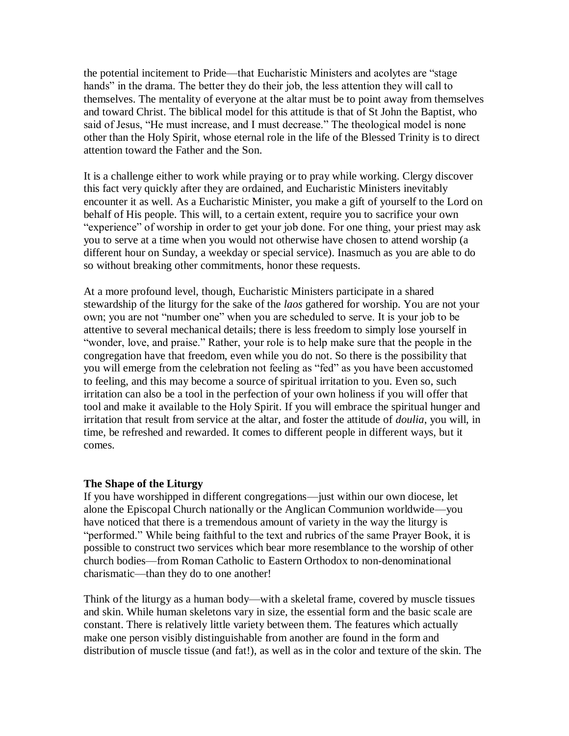the potential incitement to Pride—that Eucharistic Ministers and acolytes are "stage hands" in the drama. The better they do their job, the less attention they will call to themselves. The mentality of everyone at the altar must be to point away from themselves and toward Christ. The biblical model for this attitude is that of St John the Baptist, who said of Jesus, "He must increase, and I must decrease." The theological model is none other than the Holy Spirit, whose eternal role in the life of the Blessed Trinity is to direct attention toward the Father and the Son.

It is a challenge either to work while praying or to pray while working. Clergy discover this fact very quickly after they are ordained, and Eucharistic Ministers inevitably encounter it as well. As a Eucharistic Minister, you make a gift of yourself to the Lord on behalf of His people. This will, to a certain extent, require you to sacrifice your own "experience" of worship in order to get your job done. For one thing, your priest may ask you to serve at a time when you would not otherwise have chosen to attend worship (a different hour on Sunday, a weekday or special service). Inasmuch as you are able to do so without breaking other commitments, honor these requests.

At a more profound level, though, Eucharistic Ministers participate in a shared stewardship of the liturgy for the sake of the *laos* gathered for worship. You are not your own; you are not "number one" when you are scheduled to serve. It is your job to be attentive to several mechanical details; there is less freedom to simply lose yourself in "wonder, love, and praise." Rather, your role is to help make sure that the people in the congregation have that freedom, even while you do not. So there is the possibility that you will emerge from the celebration not feeling as "fed" as you have been accustomed to feeling, and this may become a source of spiritual irritation to you. Even so, such irritation can also be a tool in the perfection of your own holiness if you will offer that tool and make it available to the Holy Spirit. If you will embrace the spiritual hunger and irritation that result from service at the altar, and foster the attitude of *doulia*, you will, in time, be refreshed and rewarded. It comes to different people in different ways, but it comes.

**The Shape of the Liturgy**

If you have worshipped in different congregations—just within our own diocese, let alone the Episcopal Church nationally or the Anglican Communion worldwide—you have noticed that there is a tremendous amount of variety in the way the liturgy is "performed." While being faithful to the text and rubrics of the same Prayer Book, it is possible to construct two services which bear more resemblance to the worship of other church bodies—from Roman Catholic to Eastern Orthodox to non-denominational charismatic—than they do to one another!

Think of the liturgy as a human body—with a skeletal frame, covered by muscle tissues and skin. While human skeletons vary in size, the essential form and the basic scale are constant. There is relatively little variety between them. The features which actually make one person visibly distinguishable from another are found in the form and distribution of muscle tissue (and fat!), as well as in the color and texture of the skin. The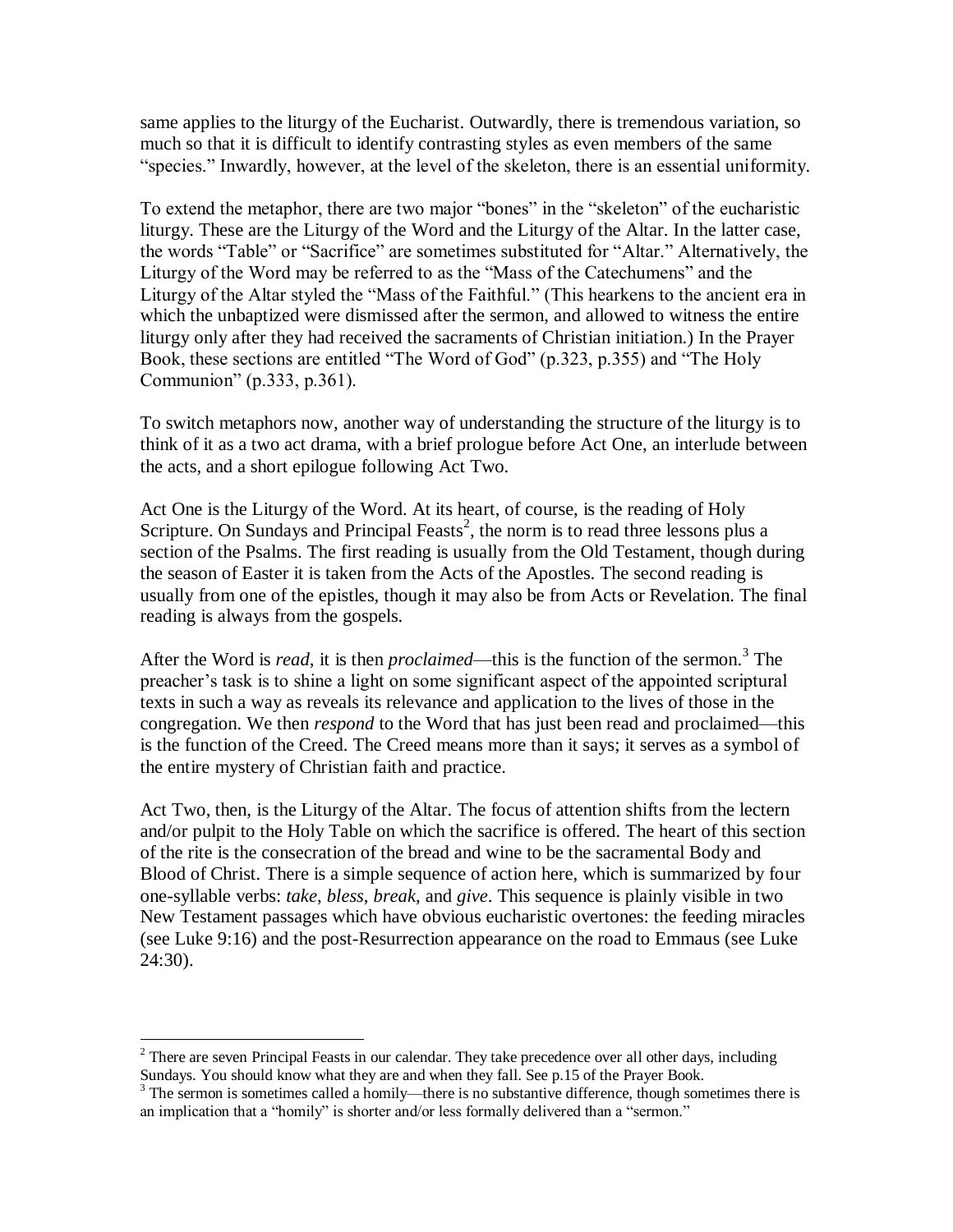same applies to the liturgy of the Eucharist. Outwardly, there is tremendous variation, so much so that it is difficult to identify contrasting styles as even members of the same "species." Inwardly, however, at the level of the skeleton, there is an essential uniformity.

To extend the metaphor, there are two major "bones" in the "skeleton" of the eucharistic liturgy. These are the Liturgy of the Word and the Liturgy of the Altar. In the latter case, the words "Table" or "Sacrifice" are sometimes substituted for "Altar." Alternatively, the Liturgy of the Word may be referred to as the "Mass of the Catechumens" and the Liturgy of the Altar styled the "Mass of the Faithful." (This hearkens to the ancient era in which the unbaptized were dismissed after the sermon, and allowed to witness the entire liturgy only after they had received the sacraments of Christian initiation.) In the Prayer Book, these sections are entitled "The Word of God" (p.323, p.355) and "The Holy Communion" (p.333, p.361).

To switch metaphors now, another way of understanding the structure of the liturgy is to think of it as a two act drama, with a brief prologue before Act One, an interlude between the acts, and a short epilogue following Act Two.

Act One is the Liturgy of the Word. At its heart, of course, is the reading of Holy Scripture. On Sundays and Principal Feasts[2], the norm is to read three lessons plus a section of the Psalms. The first reading is usually from the Old Testament, though during the season of Easter it is taken from the Acts of the Apostles. The second reading is usually from one of the epistles, though it may also be from Acts or Revelation. The final reading is always from the gospels.

After the Word is *read*, it is then *proclaimed*—this is the function of the sermon.[3] The preacher's task is to shine a light on some significant aspect of the appointed scriptural texts in such a way as reveals its relevance and application to the lives of those in the congregation. We then *respond* to the Word that has just been read and proclaimed—this is the function of the Creed. The Creed means more than it says; it serves as a symbol of the entire mystery of Christian faith and practice.

Act Two, then, is the Liturgy of the Altar. The focus of attention shifts from the lectern and/or pulpit to the Holy Table on which the sacrifice is offered. The heart of this section of the rite is the consecration of the bread and wine to be the sacramental Body and Blood of Christ. There is a simple sequence of action here, which is summarized by four one-syllable verbs: *take*, *bless*, *break*, and *give*. This sequence is plainly visible in two New Testament passages which have obvious eucharistic overtones: the feeding miracles (see Luke 9:16) and the post-Resurrection appearance on the road to Emmaus (see Luke 24:30).

---

[2] There are seven Principal Feasts in our calendar. They take precedence over all other days, including Sundays. You should know what they are and when they fall. See p.15 of the Prayer Book.

[3] The sermon is sometimes called a homily—there is no substantive difference, though sometimes there is an implication that a "homily" is shorter and/or less formally delivered than a "sermon."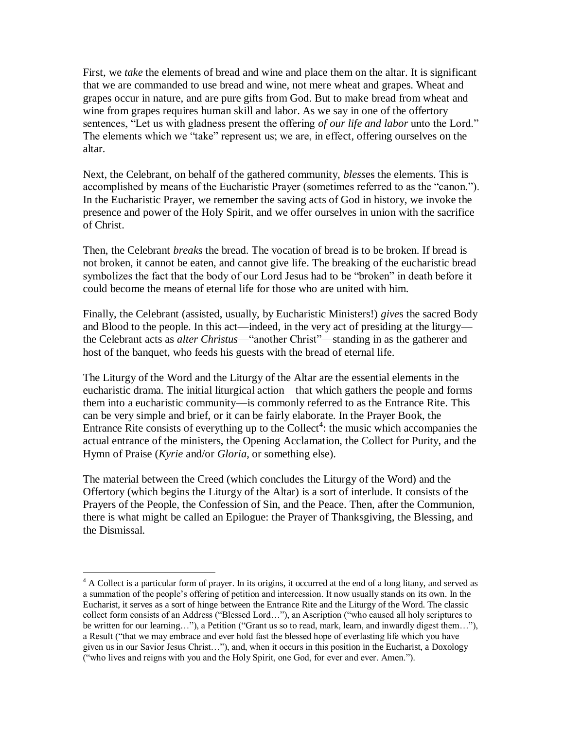First, we *take* the elements of bread and wine and place them on the altar. It is significant that we are commanded to use bread and wine, not mere wheat and grapes. Wheat and grapes occur in nature, and are pure gifts from God. But to make bread from wheat and wine from grapes requires human skill and labor. As we say in one of the offertory sentences, "Let us with gladness present the offering *of our life and labor* unto the Lord." The elements which we "take" represent us; we are, in effect, offering ourselves on the altar.

Next, the Celebrant, on behalf of the gathered community, *bless*es the elements. This is accomplished by means of the Eucharistic Prayer (sometimes referred to as the "canon."). In the Eucharistic Prayer, we remember the saving acts of God in history, we invoke the presence and power of the Holy Spirit, and we offer ourselves in union with the sacrifice of Christ.

Then, the Celebrant *break*s the bread. The vocation of bread is to be broken. If bread is not broken, it cannot be eaten, and cannot give life. The breaking of the eucharistic bread symbolizes the fact that the body of our Lord Jesus had to be "broken" in death before it could become the means of eternal life for those who are united with him.

Finally, the Celebrant (assisted, usually, by Eucharistic Ministers!) *give*s the sacred Body and Blood to the people. In this act—indeed, in the very act of presiding at the liturgy—the Celebrant acts as *alter Christus*—"another Christ"—standing in as the gatherer and host of the banquet, who feeds his guests with the bread of eternal life.

The Liturgy of the Word and the Liturgy of the Altar are the essential elements in the eucharistic drama. The initial liturgical action—that which gathers the people and forms them into a eucharistic community—is commonly referred to as the Entrance Rite. This can be very simple and brief, or it can be fairly elaborate. In the Prayer Book, the Entrance Rite consists of everything up to the Collect[4]: the music which accompanies the actual entrance of the ministers, the Opening Acclamation, the Collect for Purity, and the Hymn of Praise (*Kyrie* and/or *Gloria*, or something else).

The material between the Creed (which concludes the Liturgy of the Word) and the Offertory (which begins the Liturgy of the Altar) is a sort of interlude. It consists of the Prayers of the People, the Confession of Sin, and the Peace. Then, after the Communion, there is what might be called an Epilogue: the Prayer of Thanksgiving, the Blessing, and the Dismissal.

---

[4] A Collect is a particular form of prayer. In its origins, it occurred at the end of a long litany, and served as a summation of the people's offering of petition and intercession. It now usually stands on its own. In the Eucharist, it serves as a sort of hinge between the Entrance Rite and the Liturgy of the Word. The classic collect form consists of an Address ("Blessed Lord…"), an Ascription ("who caused all holy scriptures to be written for our learning…"), a Petition ("Grant us so to read, mark, learn, and inwardly digest them…"), a Result ("that we may embrace and ever hold fast the blessed hope of everlasting life which you have given us in our Savior Jesus Christ…"), and, when it occurs in this position in the Eucharist, a Doxology ("who lives and reigns with you and the Holy Spirit, one God, for ever and ever. Amen.").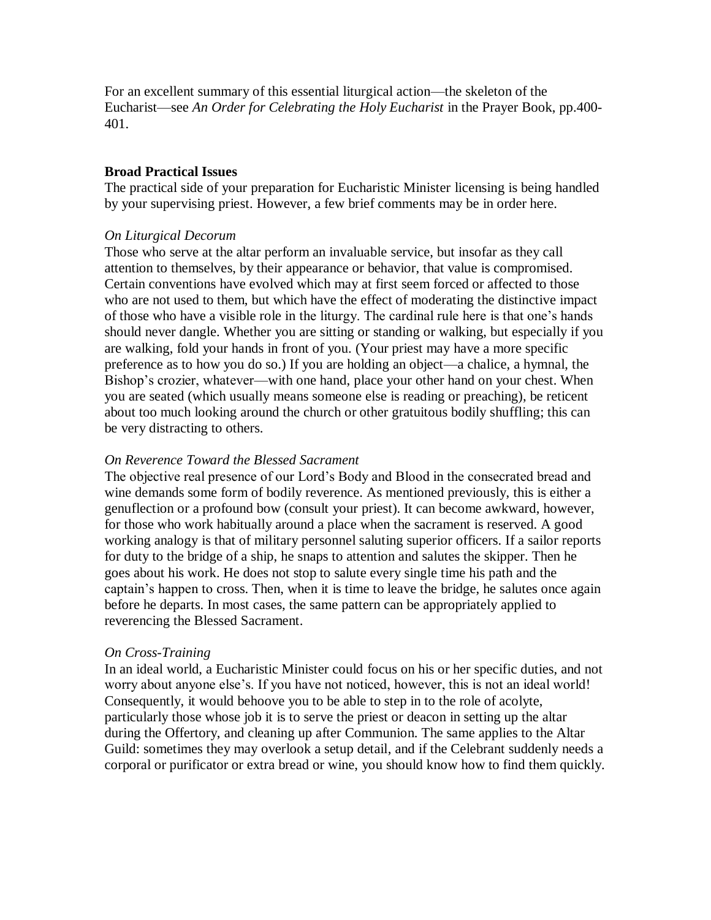For an excellent summary of this essential liturgical action—the skeleton of the Eucharist—see *An Order for Celebrating the Holy Eucharist* in the Prayer Book, pp.400-401.

**Broad Practical Issues**

The practical side of your preparation for Eucharistic Minister licensing is being handled by your supervising priest. However, a few brief comments may be in order here.

*On Liturgical Decorum*

Those who serve at the altar perform an invaluable service, but insofar as they call attention to themselves, by their appearance or behavior, that value is compromised. Certain conventions have evolved which may at first seem forced or affected to those who are not used to them, but which have the effect of moderating the distinctive impact of those who have a visible role in the liturgy. The cardinal rule here is that one's hands should never dangle. Whether you are sitting or standing or walking, but especially if you are walking, fold your hands in front of you. (Your priest may have a more specific preference as to how you do so.) If you are holding an object—a chalice, a hymnal, the Bishop's crozier, whatever—with one hand, place your other hand on your chest. When you are seated (which usually means someone else is reading or preaching), be reticent about too much looking around the church or other gratuitous bodily shuffling; this can be very distracting to others.

*On Reverence Toward the Blessed Sacrament*

The objective real presence of our Lord's Body and Blood in the consecrated bread and wine demands some form of bodily reverence. As mentioned previously, this is either a genuflection or a profound bow (consult your priest). It can become awkward, however, for those who work habitually around a place when the sacrament is reserved. A good working analogy is that of military personnel saluting superior officers. If a sailor reports for duty to the bridge of a ship, he snaps to attention and salutes the skipper. Then he goes about his work. He does not stop to salute every single time his path and the captain's happen to cross. Then, when it is time to leave the bridge, he salutes once again before he departs. In most cases, the same pattern can be appropriately applied to reverencing the Blessed Sacrament.

*On Cross-Training*

In an ideal world, a Eucharistic Minister could focus on his or her specific duties, and not worry about anyone else's. If you have not noticed, however, this is not an ideal world! Consequently, it would behoove you to be able to step in to the role of acolyte, particularly those whose job it is to serve the priest or deacon in setting up the altar during the Offertory, and cleaning up after Communion. The same applies to the Altar Guild: sometimes they may overlook a setup detail, and if the Celebrant suddenly needs a corporal or purificator or extra bread or wine, you should know how to find them quickly.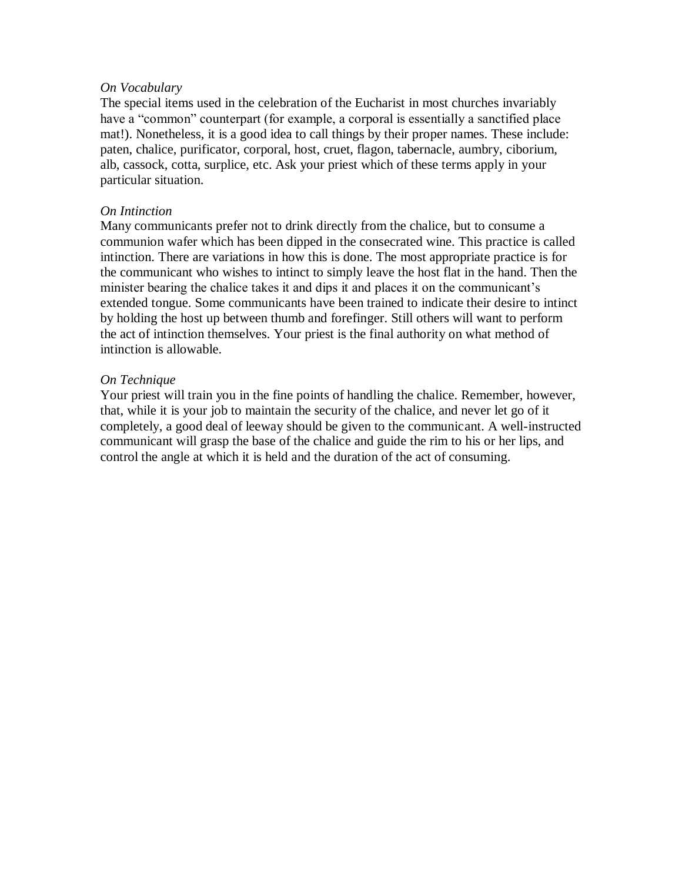*On Vocabulary*

The special items used in the celebration of the Eucharist in most churches invariably have a “common” counterpart (for example, a corporal is essentially a sanctified place mat!). Nonetheless, it is a good idea to call things by their proper names. These include: paten, chalice, purificator, corporal, host, cruet, flagon, tabernacle, aumbry, ciborium, alb, cassock, cotta, surplice, etc. Ask your priest which of these terms apply in your particular situation.

*On Intinction*

Many communicants prefer not to drink directly from the chalice, but to consume a communion wafer which has been dipped in the consecrated wine. This practice is called intinction. There are variations in how this is done. The most appropriate practice is for the communicant who wishes to intinct to simply leave the host flat in the hand. Then the minister bearing the chalice takes it and dips it and places it on the communicant’s extended tongue. Some communicants have been trained to indicate their desire to intinct by holding the host up between thumb and forefinger. Still others will want to perform the act of intinction themselves. Your priest is the final authority on what method of intinction is allowable.

*On Technique*

Your priest will train you in the fine points of handling the chalice. Remember, however, that, while it is your job to maintain the security of the chalice, and never let go of it completely, a good deal of leeway should be given to the communicant. A well-instructed communicant will grasp the base of the chalice and guide the rim to his or her lips, and control the angle at which it is held and the duration of the act of consuming.